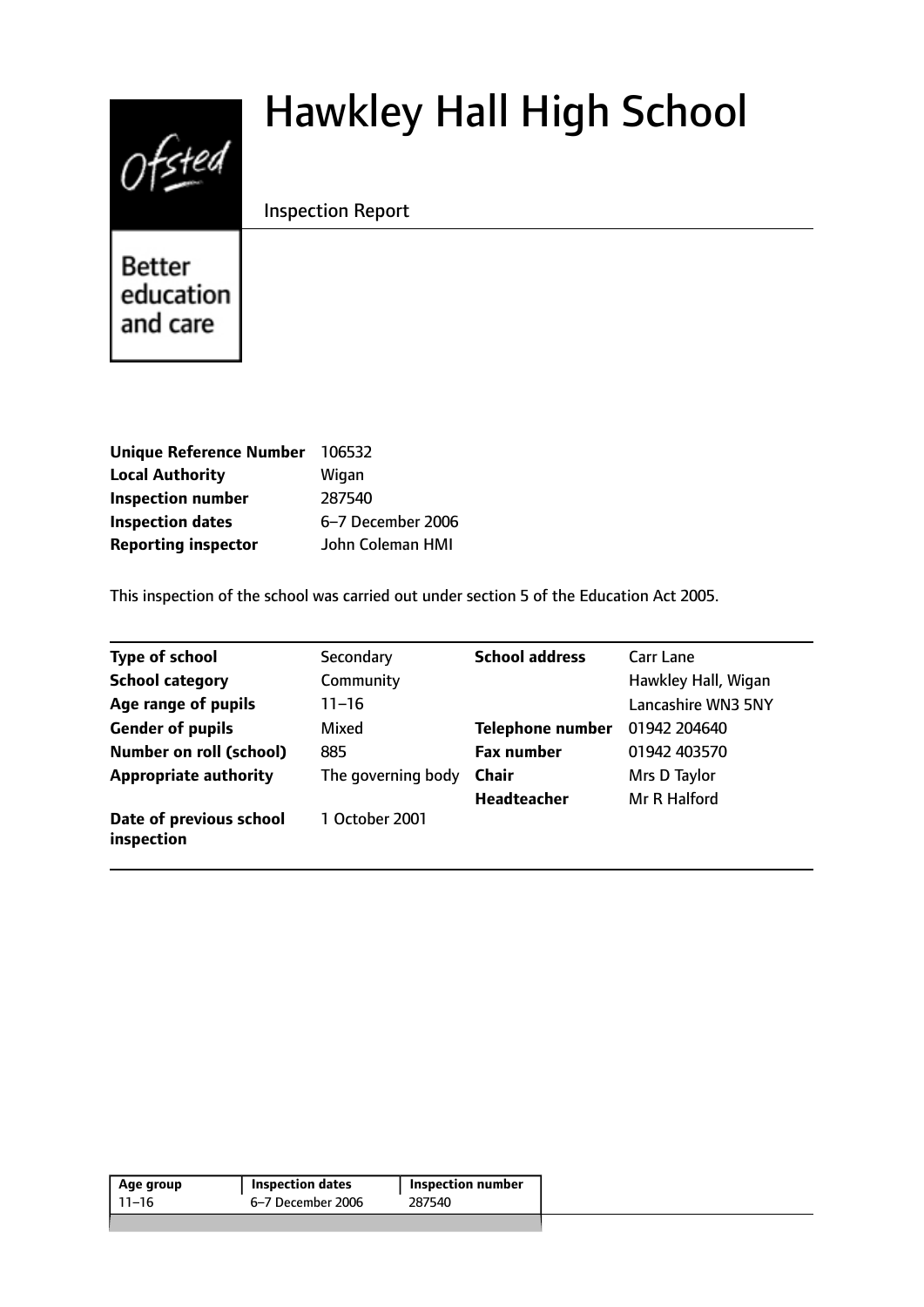# Hawkley Hall High School

Inspection Report

Ofsted — Better education and care

| | |
|---|---|
| **Unique Reference Number** | 106532 |
| **Local Authority** | Wigan |
| **Inspection number** | 287540 |
| **Inspection dates** | 6–7 December 2006 |
| **Reporting inspector** | John Coleman HMI |

This inspection of the school was carried out under section 5 of the Education Act 2005.

| | | | |
|---|---|---|---|
| **Type of school** | Secondary | **School address** | Carr Lane |
| **School category** | Community | | Hawkley Hall, Wigan |
| **Age range of pupils** | 11–16 | | Lancashire WN3 5NY |
| **Gender of pupils** | Mixed | **Telephone number** | 01942 204640 |
| **Number on roll (school)** | 885 | **Fax number** | 01942 403570 |
| **Appropriate authority** | The governing body | **Chair** | Mrs D Taylor |
| | | **Headteacher** | Mr R Halford |
| **Date of previous school inspection** | 1 October 2001 | | |

| Age group | Inspection dates | Inspection number |
|---|---|---|
| 11–16 | 6–7 December 2006 | 287540 |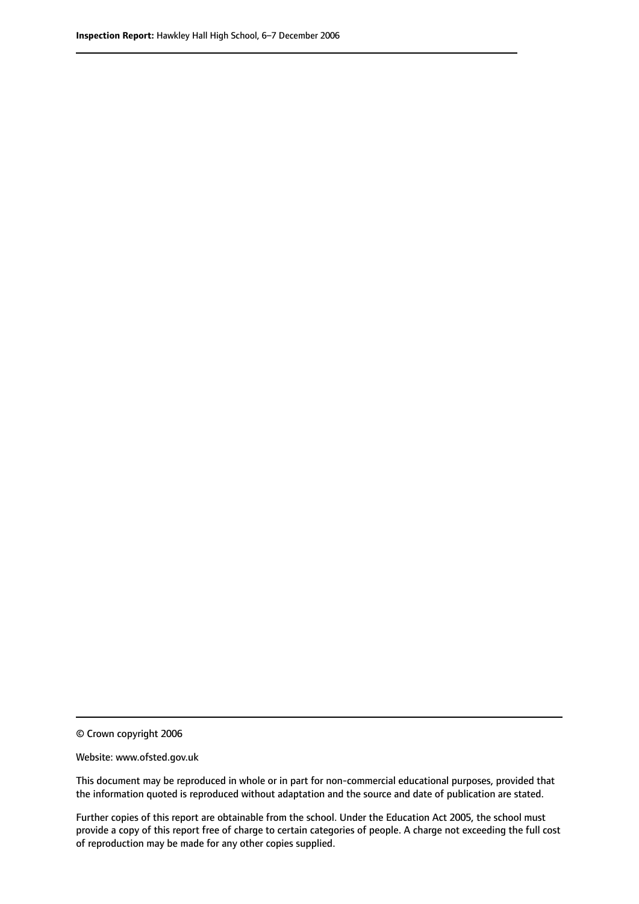© Crown copyright 2006

Website: www.ofsted.gov.uk

This document may be reproduced in whole or in part for non-commercial educational purposes, provided that the information quoted is reproduced without adaptation and the source and date of publication are stated.

Further copies of this report are obtainable from the school. Under the Education Act 2005, the school must provide a copy of this report free of charge to certain categories of people. A charge not exceeding the full cost of reproduction may be made for any other copies supplied.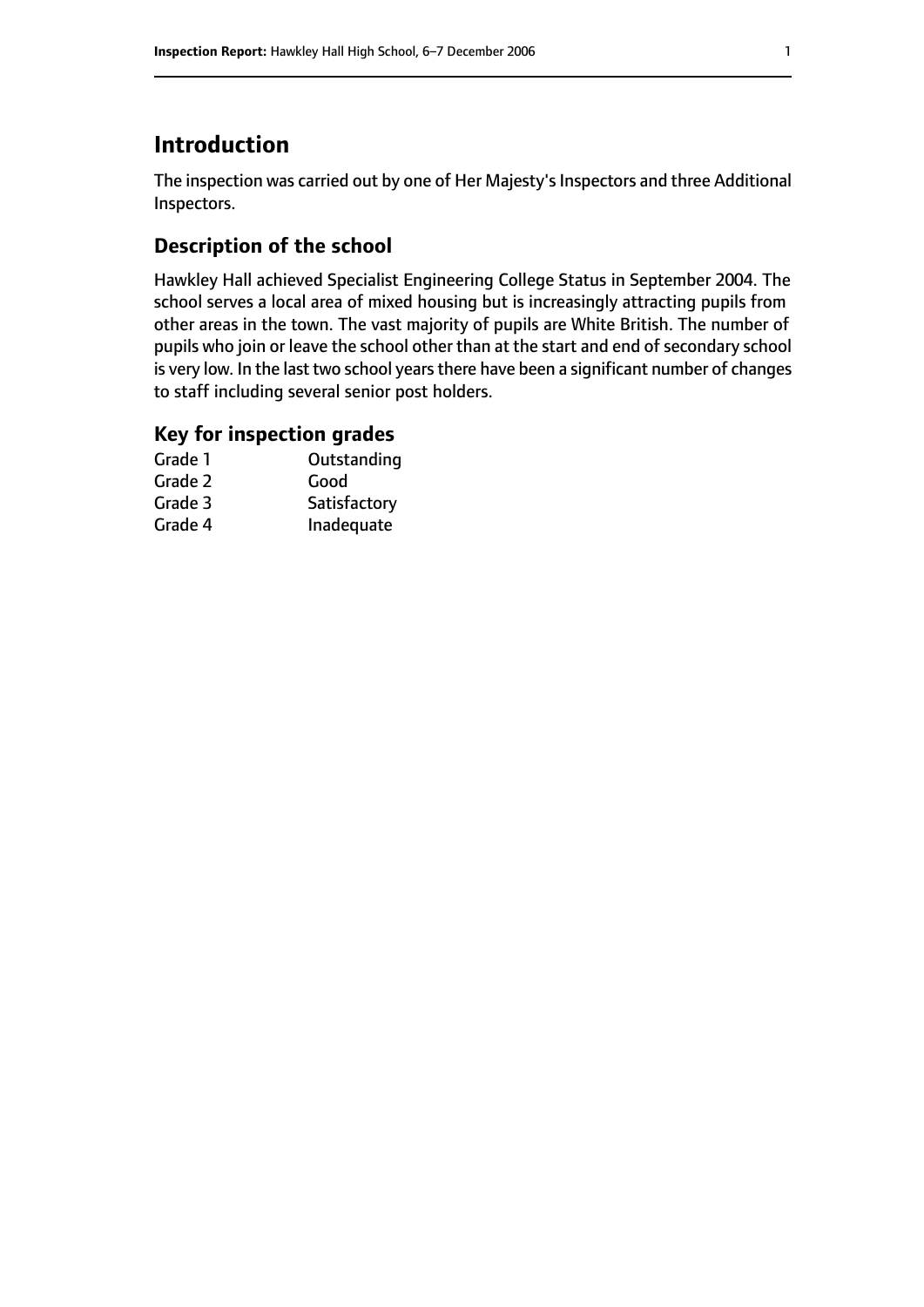# Introduction

The inspection was carried out by one of Her Majesty's Inspectors and three Additional Inspectors.

## Description of the school

Hawkley Hall achieved Specialist Engineering College Status in September 2004. The school serves a local area of mixed housing but is increasingly attracting pupils from other areas in the town. The vast majority of pupils are White British. The number of pupils who join or leave the school other than at the start and end of secondary school is very low. In the last two school years there have been a significant number of changes to staff including several senior post holders.

## Key for inspection grades

| | |
|---|---|
| Grade 1 | Outstanding |
| Grade 2 | Good |
| Grade 3 | Satisfactory |
| Grade 4 | Inadequate |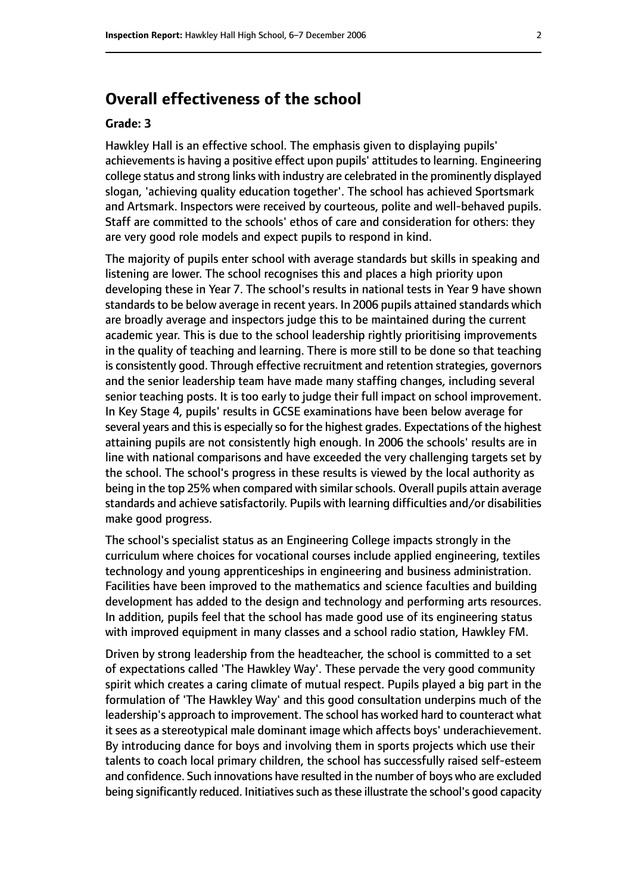## Overall effectiveness of the school

**Grade: 3**

Hawkley Hall is an effective school. The emphasis given to displaying pupils' achievements is having a positive effect upon pupils' attitudes to learning. Engineering college status and strong links with industry are celebrated in the prominently displayed slogan, 'achieving quality education together'. The school has achieved Sportsmark and Artsmark. Inspectors were received by courteous, polite and well-behaved pupils. Staff are committed to the schools' ethos of care and consideration for others: they are very good role models and expect pupils to respond in kind.

The majority of pupils enter school with average standards but skills in speaking and listening are lower. The school recognises this and places a high priority upon developing these in Year 7. The school's results in national tests in Year 9 have shown standards to be below average in recent years. In 2006 pupils attained standards which are broadly average and inspectors judge this to be maintained during the current academic year. This is due to the school leadership rightly prioritising improvements in the quality of teaching and learning. There is more still to be done so that teaching is consistently good. Through effective recruitment and retention strategies, governors and the senior leadership team have made many staffing changes, including several senior teaching posts. It is too early to judge their full impact on school improvement. In Key Stage 4, pupils' results in GCSE examinations have been below average for several years and this is especially so for the highest grades. Expectations of the highest attaining pupils are not consistently high enough. In 2006 the schools' results are in line with national comparisons and have exceeded the very challenging targets set by the school. The school's progress in these results is viewed by the local authority as being in the top 25% when compared with similar schools. Overall pupils attain average standards and achieve satisfactorily. Pupils with learning difficulties and/or disabilities make good progress.

The school's specialist status as an Engineering College impacts strongly in the curriculum where choices for vocational courses include applied engineering, textiles technology and young apprenticeships in engineering and business administration. Facilities have been improved to the mathematics and science faculties and building development has added to the design and technology and performing arts resources. In addition, pupils feel that the school has made good use of its engineering status with improved equipment in many classes and a school radio station, Hawkley FM.

Driven by strong leadership from the headteacher, the school is committed to a set of expectations called 'The Hawkley Way'. These pervade the very good community spirit which creates a caring climate of mutual respect. Pupils played a big part in the formulation of 'The Hawkley Way' and this good consultation underpins much of the leadership's approach to improvement. The school has worked hard to counteract what it sees as a stereotypical male dominant image which affects boys' underachievement. By introducing dance for boys and involving them in sports projects which use their talents to coach local primary children, the school has successfully raised self-esteem and confidence. Such innovations have resulted in the number of boys who are excluded being significantly reduced. Initiatives such as these illustrate the school's good capacity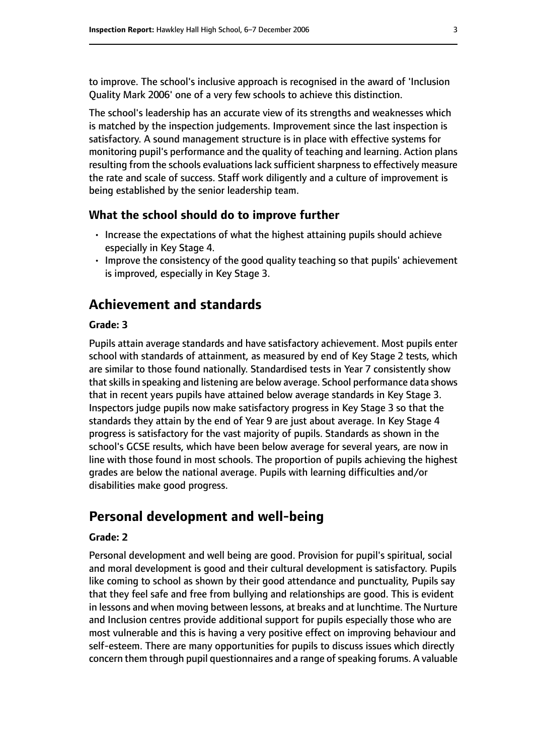to improve. The school's inclusive approach is recognised in the award of 'Inclusion Quality Mark 2006' one of a very few schools to achieve this distinction.

The school's leadership has an accurate view of its strengths and weaknesses which is matched by the inspection judgements. Improvement since the last inspection is satisfactory. A sound management structure is in place with effective systems for monitoring pupil's performance and the quality of teaching and learning. Action plans resulting from the schools evaluations lack sufficient sharpness to effectively measure the rate and scale of success. Staff work diligently and a culture of improvement is being established by the senior leadership team.

### What the school should do to improve further

- Increase the expectations of what the highest attaining pupils should achieve especially in Key Stage 4.
- Improve the consistency of the good quality teaching so that pupils' achievement is improved, especially in Key Stage 3.

## Achievement and standards

#### Grade: 3

Pupils attain average standards and have satisfactory achievement. Most pupils enter school with standards of attainment, as measured by end of Key Stage 2 tests, which are similar to those found nationally. Standardised tests in Year 7 consistently show that skills in speaking and listening are below average. School performance data shows that in recent years pupils have attained below average standards in Key Stage 3. Inspectors judge pupils now make satisfactory progress in Key Stage 3 so that the standards they attain by the end of Year 9 are just about average. In Key Stage 4 progress is satisfactory for the vast majority of pupils. Standards as shown in the school's GCSE results, which have been below average for several years, are now in line with those found in most schools. The proportion of pupils achieving the highest grades are below the national average. Pupils with learning difficulties and/or disabilities make good progress.

## Personal development and well-being

#### Grade: 2

Personal development and well being are good. Provision for pupil's spiritual, social and moral development is good and their cultural development is satisfactory. Pupils like coming to school as shown by their good attendance and punctuality, Pupils say that they feel safe and free from bullying and relationships are good. This is evident in lessons and when moving between lessons, at breaks and at lunchtime. The Nurture and Inclusion centres provide additional support for pupils especially those who are most vulnerable and this is having a very positive effect on improving behaviour and self-esteem. There are many opportunities for pupils to discuss issues which directly concern them through pupil questionnaires and a range of speaking forums. A valuable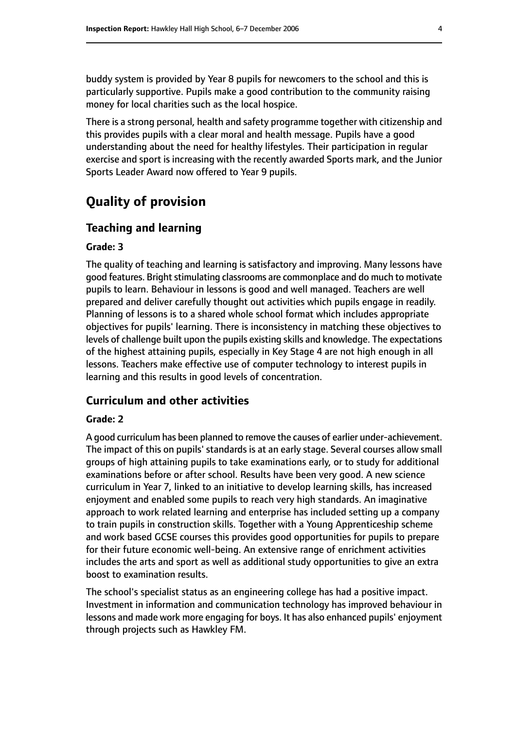buddy system is provided by Year 8 pupils for newcomers to the school and this is particularly supportive. Pupils make a good contribution to the community raising money for local charities such as the local hospice.

There is a strong personal, health and safety programme together with citizenship and this provides pupils with a clear moral and health message. Pupils have a good understanding about the need for healthy lifestyles. Their participation in regular exercise and sport is increasing with the recently awarded Sports mark, and the Junior Sports Leader Award now offered to Year 9 pupils.

# Quality of provision

## Teaching and learning

### Grade: 3

The quality of teaching and learning is satisfactory and improving. Many lessons have good features. Bright stimulating classrooms are commonplace and do much to motivate pupils to learn. Behaviour in lessons is good and well managed. Teachers are well prepared and deliver carefully thought out activities which pupils engage in readily. Planning of lessons is to a shared whole school format which includes appropriate objectives for pupils' learning. There is inconsistency in matching these objectives to levels of challenge built upon the pupils existing skills and knowledge. The expectations of the highest attaining pupils, especially in Key Stage 4 are not high enough in all lessons. Teachers make effective use of computer technology to interest pupils in learning and this results in good levels of concentration.

## Curriculum and other activities

### Grade: 2

A good curriculum has been planned to remove the causes of earlier under-achievement. The impact of this on pupils' standards is at an early stage. Several courses allow small groups of high attaining pupils to take examinations early, or to study for additional examinations before or after school. Results have been very good. A new science curriculum in Year 7, linked to an initiative to develop learning skills, has increased enjoyment and enabled some pupils to reach very high standards. An imaginative approach to work related learning and enterprise has included setting up a company to train pupils in construction skills. Together with a Young Apprenticeship scheme and work based GCSE courses this provides good opportunities for pupils to prepare for their future economic well-being. An extensive range of enrichment activities includes the arts and sport as well as additional study opportunities to give an extra boost to examination results.

The school's specialist status as an engineering college has had a positive impact. Investment in information and communication technology has improved behaviour in lessons and made work more engaging for boys. It has also enhanced pupils' enjoyment through projects such as Hawkley FM.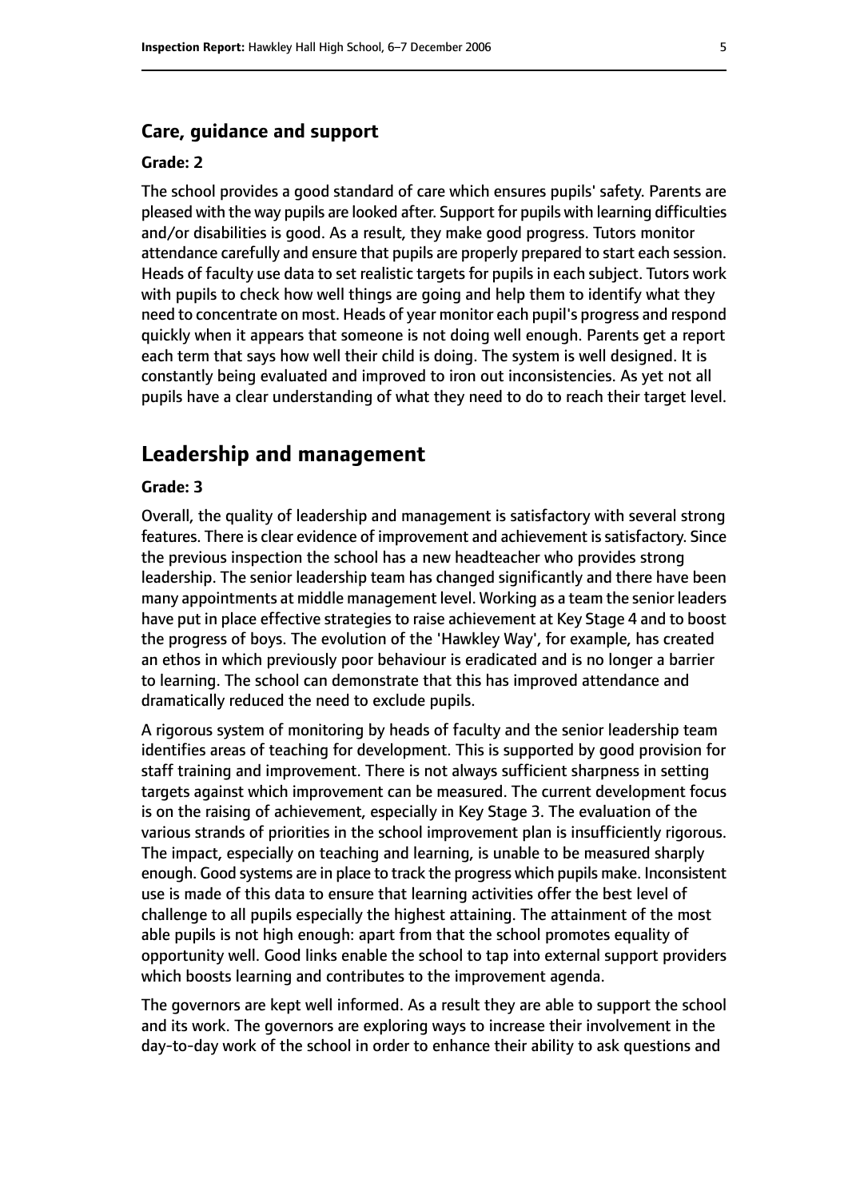### Care, guidance and support

#### Grade: 2

The school provides a good standard of care which ensures pupils' safety. Parents are pleased with the way pupils are looked after. Support for pupils with learning difficulties and/or disabilities is good. As a result, they make good progress. Tutors monitor attendance carefully and ensure that pupils are properly prepared to start each session. Heads of faculty use data to set realistic targets for pupils in each subject. Tutors work with pupils to check how well things are going and help them to identify what they need to concentrate on most. Heads of year monitor each pupil's progress and respond quickly when it appears that someone is not doing well enough. Parents get a report each term that says how well their child is doing. The system is well designed. It is constantly being evaluated and improved to iron out inconsistencies. As yet not all pupils have a clear understanding of what they need to do to reach their target level.

## Leadership and management

#### Grade: 3

Overall, the quality of leadership and management is satisfactory with several strong features. There is clear evidence of improvement and achievement is satisfactory. Since the previous inspection the school has a new headteacher who provides strong leadership. The senior leadership team has changed significantly and there have been many appointments at middle management level. Working as a team the senior leaders have put in place effective strategies to raise achievement at Key Stage 4 and to boost the progress of boys. The evolution of the 'Hawkley Way', for example, has created an ethos in which previously poor behaviour is eradicated and is no longer a barrier to learning. The school can demonstrate that this has improved attendance and dramatically reduced the need to exclude pupils.

A rigorous system of monitoring by heads of faculty and the senior leadership team identifies areas of teaching for development. This is supported by good provision for staff training and improvement. There is not always sufficient sharpness in setting targets against which improvement can be measured. The current development focus is on the raising of achievement, especially in Key Stage 3. The evaluation of the various strands of priorities in the school improvement plan is insufficiently rigorous. The impact, especially on teaching and learning, is unable to be measured sharply enough. Good systems are in place to track the progress which pupils make. Inconsistent use is made of this data to ensure that learning activities offer the best level of challenge to all pupils especially the highest attaining. The attainment of the most able pupils is not high enough: apart from that the school promotes equality of opportunity well. Good links enable the school to tap into external support providers which boosts learning and contributes to the improvement agenda.

The governors are kept well informed. As a result they are able to support the school and its work. The governors are exploring ways to increase their involvement in the day-to-day work of the school in order to enhance their ability to ask questions and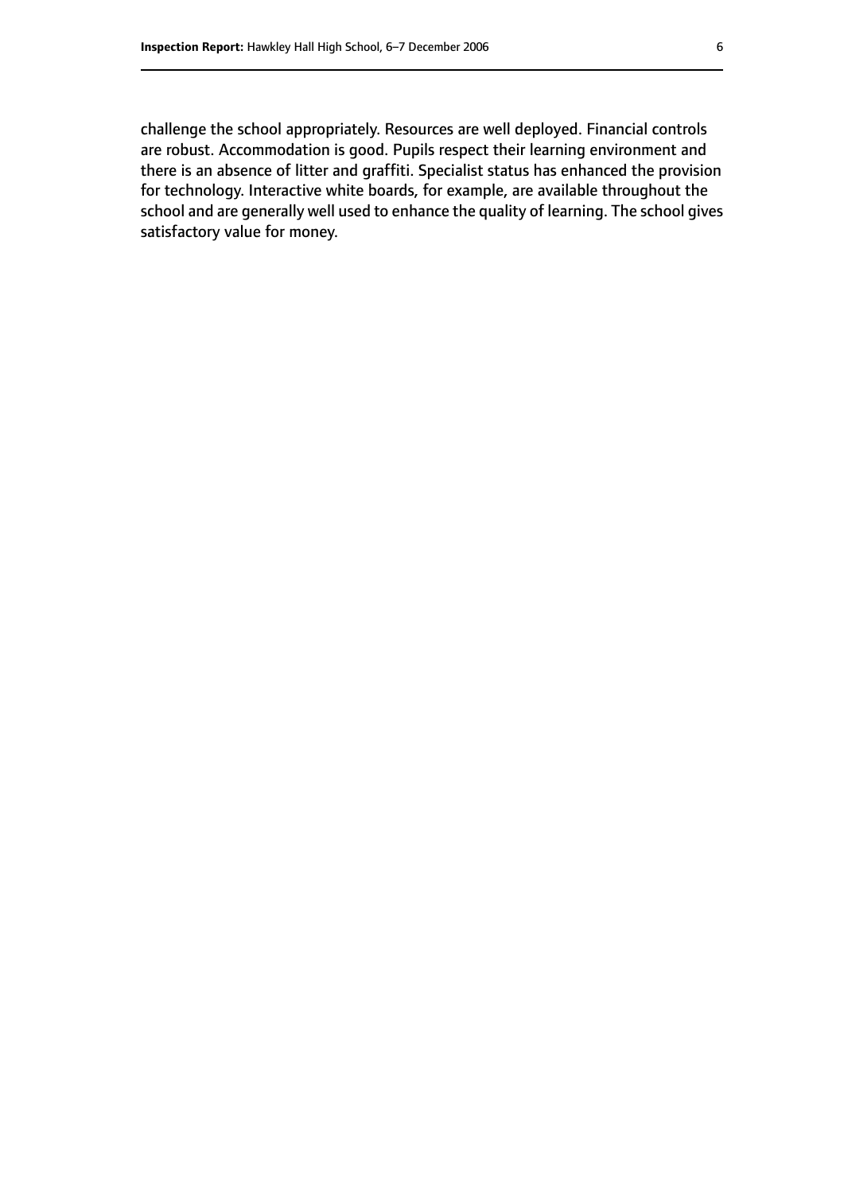challenge the school appropriately. Resources are well deployed. Financial controls are robust. Accommodation is good. Pupils respect their learning environment and there is an absence of litter and graffiti. Specialist status has enhanced the provision for technology. Interactive white boards, for example, are available throughout the school and are generally well used to enhance the quality of learning. The school gives satisfactory value for money.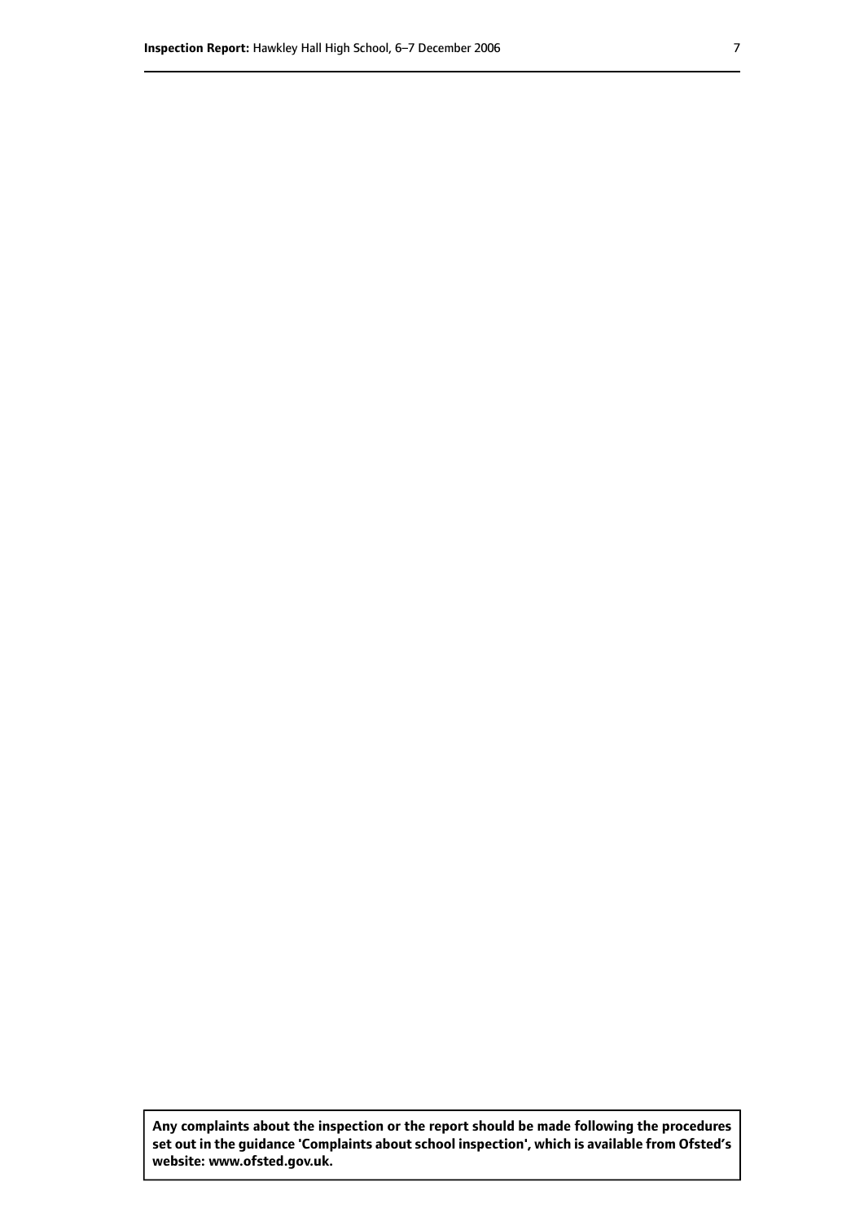**Any complaints about the inspection or the report should be made following the procedures set out in the guidance 'Complaints about school inspection', which is available from Ofsted's website: www.ofsted.gov.uk.**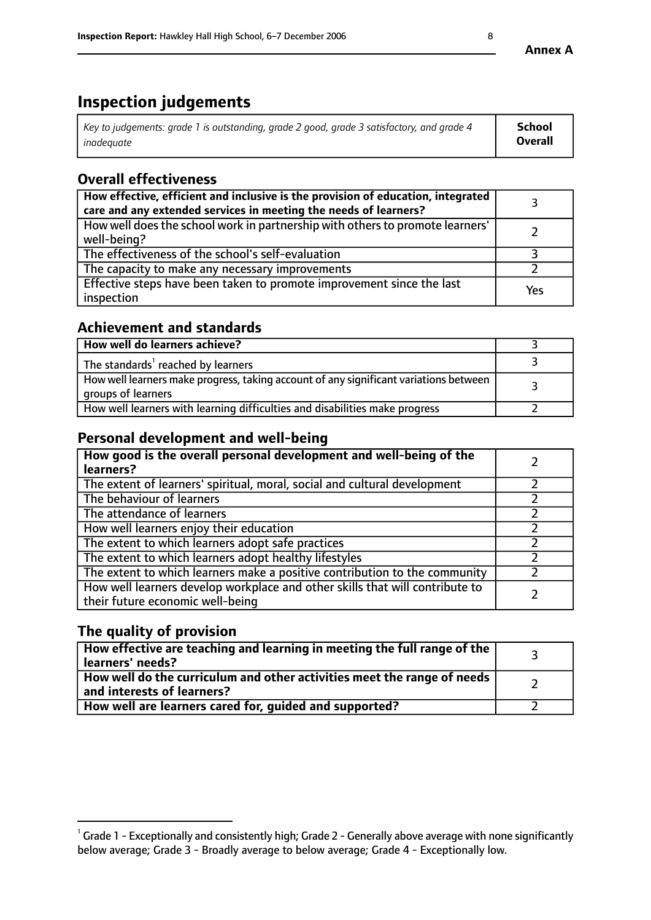# Inspection judgements

| Key to judgements: grade 1 is outstanding, grade 2 good, grade 3 satisfactory, and grade 4 inadequate | School Overall |
|---|---|

## Overall effectiveness

| | |
|---|---|
| **How effective, efficient and inclusive is the provision of education, integrated care and any extended services in meeting the needs of learners?** | 3 |
| How well does the school work in partnership with others to promote learners' well-being? | 2 |
| The effectiveness of the school's self-evaluation | 3 |
| The capacity to make any necessary improvements | 2 |
| Effective steps have been taken to promote improvement since the last inspection | Yes |

## Achievement and standards

| | |
|---|---|
| **How well do learners achieve?** | 3 |
| The standards[1] reached by learners | 3 |
| How well learners make progress, taking account of any significant variations between groups of learners | 3 |
| How well learners with learning difficulties and disabilities make progress | 2 |

## Personal development and well-being

| | |
|---|---|
| **How good is the overall personal development and well-being of the learners?** | 2 |
| The extent of learners' spiritual, moral, social and cultural development | 2 |
| The behaviour of learners | 2 |
| The attendance of learners | 2 |
| How well learners enjoy their education | 2 |
| The extent to which learners adopt safe practices | 2 |
| The extent to which learners adopt healthy lifestyles | 2 |
| The extent to which learners make a positive contribution to the community | 2 |
| How well learners develop workplace and other skills that will contribute to their future economic well-being | 2 |

## The quality of provision

| | |
|---|---|
| **How effective are teaching and learning in meeting the full range of the learners' needs?** | 3 |
| **How well do the curriculum and other activities meet the range of needs and interests of learners?** | 2 |
| **How well are learners cared for, guided and supported?** | 2 |

[1] Grade 1 - Exceptionally and consistently high; Grade 2 - Generally above average with none significantly below average; Grade 3 - Broadly average to below average; Grade 4 - Exceptionally low.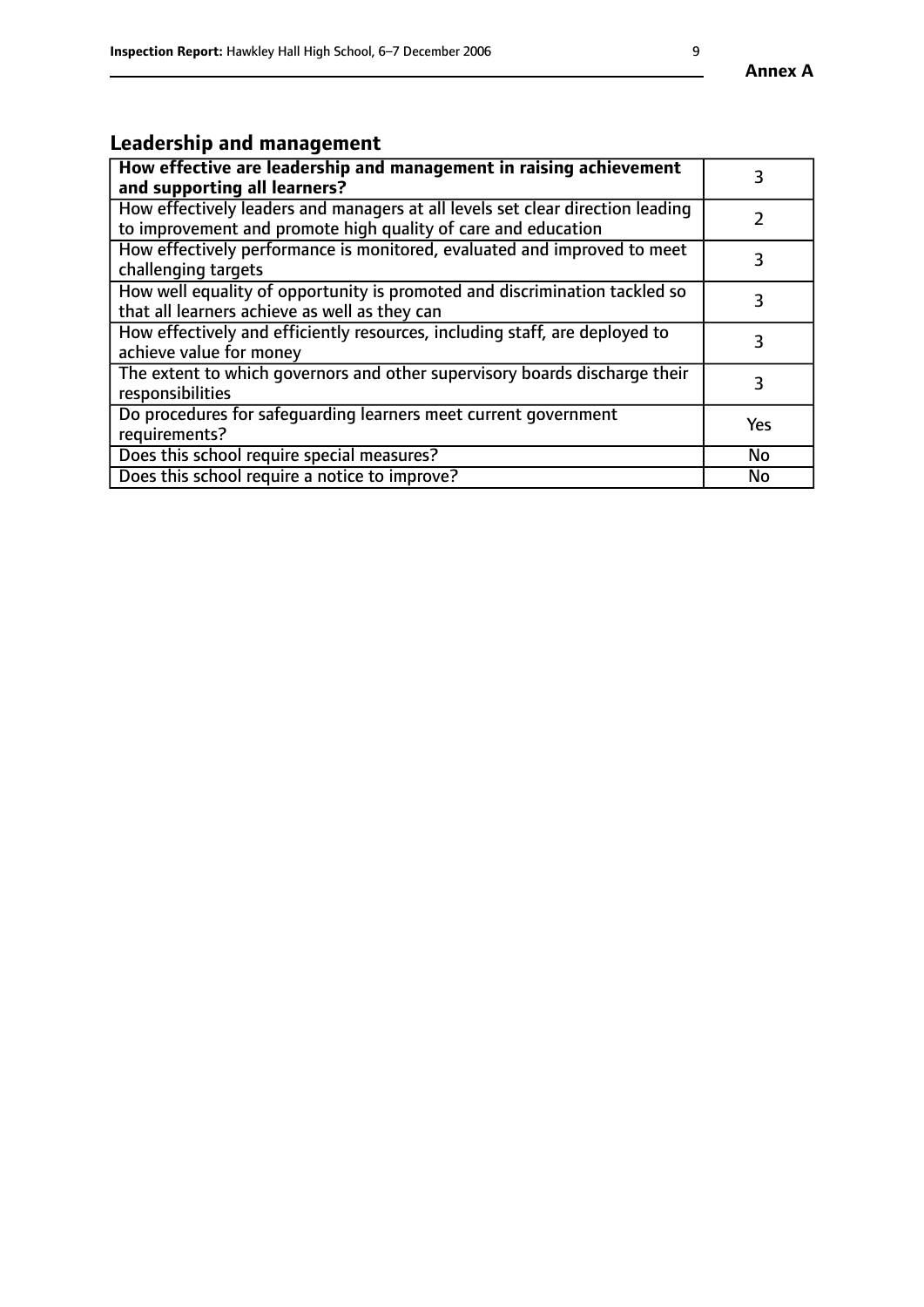## Leadership and management

| **How effective are leadership and management in raising achievement and supporting all learners?** | 3 |
|---|---|
| How effectively leaders and managers at all levels set clear direction leading to improvement and promote high quality of care and education | 2 |
| How effectively performance is monitored, evaluated and improved to meet challenging targets | 3 |
| How well equality of opportunity is promoted and discrimination tackled so that all learners achieve as well as they can | 3 |
| How effectively and efficiently resources, including staff, are deployed to achieve value for money | 3 |
| The extent to which governors and other supervisory boards discharge their responsibilities | 3 |
| Do procedures for safeguarding learners meet current government requirements? | Yes |
| Does this school require special measures? | No |
| Does this school require a notice to improve? | No |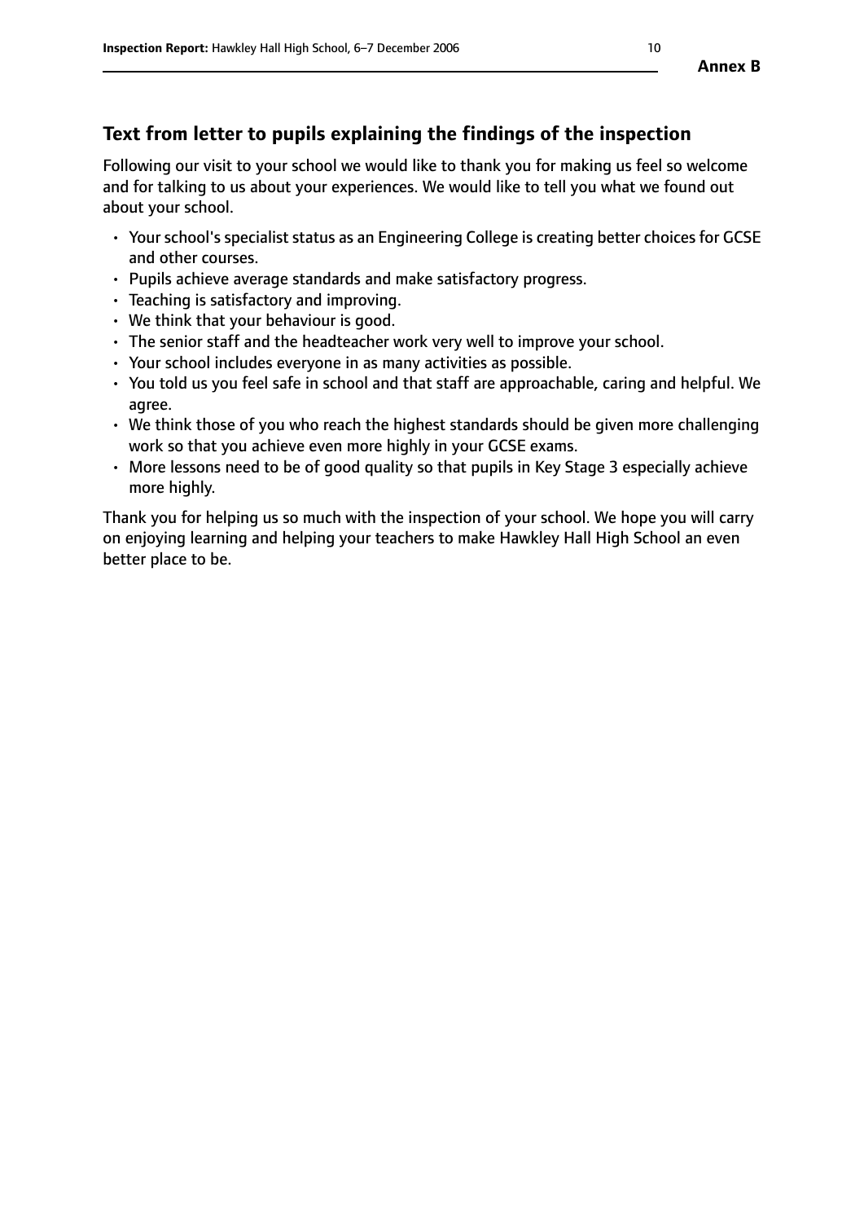## Text from letter to pupils explaining the findings of the inspection

Following our visit to your school we would like to thank you for making us feel so welcome and for talking to us about your experiences. We would like to tell you what we found out about your school.

- Your school's specialist status as an Engineering College is creating better choices for GCSE and other courses.
- Pupils achieve average standards and make satisfactory progress.
- Teaching is satisfactory and improving.
- We think that your behaviour is good.
- The senior staff and the headteacher work very well to improve your school.
- Your school includes everyone in as many activities as possible.
- You told us you feel safe in school and that staff are approachable, caring and helpful. We agree.
- We think those of you who reach the highest standards should be given more challenging work so that you achieve even more highly in your GCSE exams.
- More lessons need to be of good quality so that pupils in Key Stage 3 especially achieve more highly.

Thank you for helping us so much with the inspection of your school. We hope you will carry on enjoying learning and helping your teachers to make Hawkley Hall High School an even better place to be.